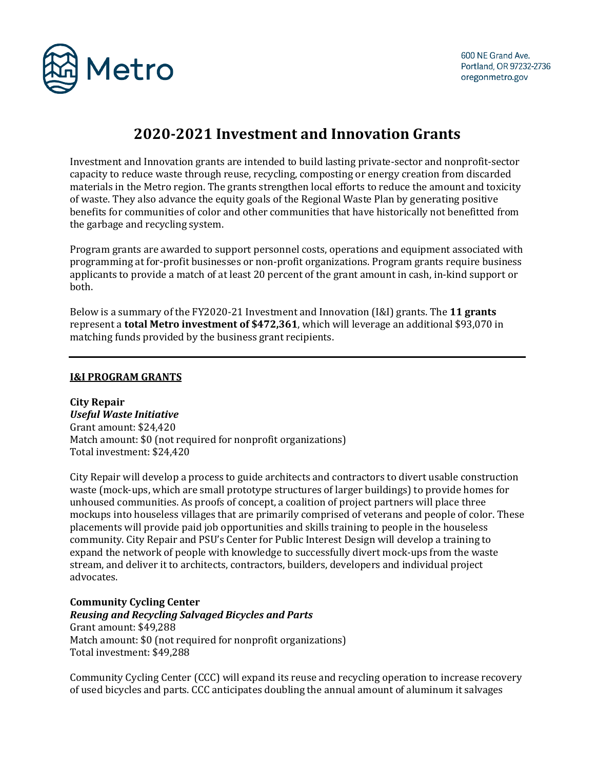Metro

600 NE Grand Ave.
Portland, OR 97232-2736
oregonmetro.gov

# 2020-2021 Investment and Innovation Grants

Investment and Innovation grants are intended to build lasting private-sector and nonprofit-sector capacity to reduce waste through reuse, recycling, composting or energy creation from discarded materials in the Metro region. The grants strengthen local efforts to reduce the amount and toxicity of waste. They also advance the equity goals of the Regional Waste Plan by generating positive benefits for communities of color and other communities that have historically not benefitted from the garbage and recycling system.

Program grants are awarded to support personnel costs, operations and equipment associated with programming at for-profit businesses or non-profit organizations. Program grants require business applicants to provide a match of at least 20 percent of the grant amount in cash, in-kind support or both.

Below is a summary of the FY2020-21 Investment and Innovation (I&I) grants. The **11 grants** represent a **total Metro investment of $472,361**, which will leverage an additional $93,070 in matching funds provided by the business grant recipients.

---

## I&I PROGRAM GRANTS

**City Repair**
***Useful Waste Initiative***
Grant amount: $24,420
Match amount: $0 (not required for nonprofit organizations)
Total investment: $24,420

City Repair will develop a process to guide architects and contractors to divert usable construction waste (mock-ups, which are small prototype structures of larger buildings) to provide homes for unhoused communities. As proofs of concept, a coalition of project partners will place three mockups into houseless villages that are primarily comprised of veterans and people of color. These placements will provide paid job opportunities and skills training to people in the houseless community. City Repair and PSU's Center for Public Interest Design will develop a training to expand the network of people with knowledge to successfully divert mock-ups from the waste stream, and deliver it to architects, contractors, builders, developers and individual project advocates.

**Community Cycling Center**
***Reusing and Recycling Salvaged Bicycles and Parts***
Grant amount: $49,288
Match amount: $0 (not required for nonprofit organizations)
Total investment: $49,288

Community Cycling Center (CCC) will expand its reuse and recycling operation to increase recovery of used bicycles and parts. CCC anticipates doubling the annual amount of aluminum it salvages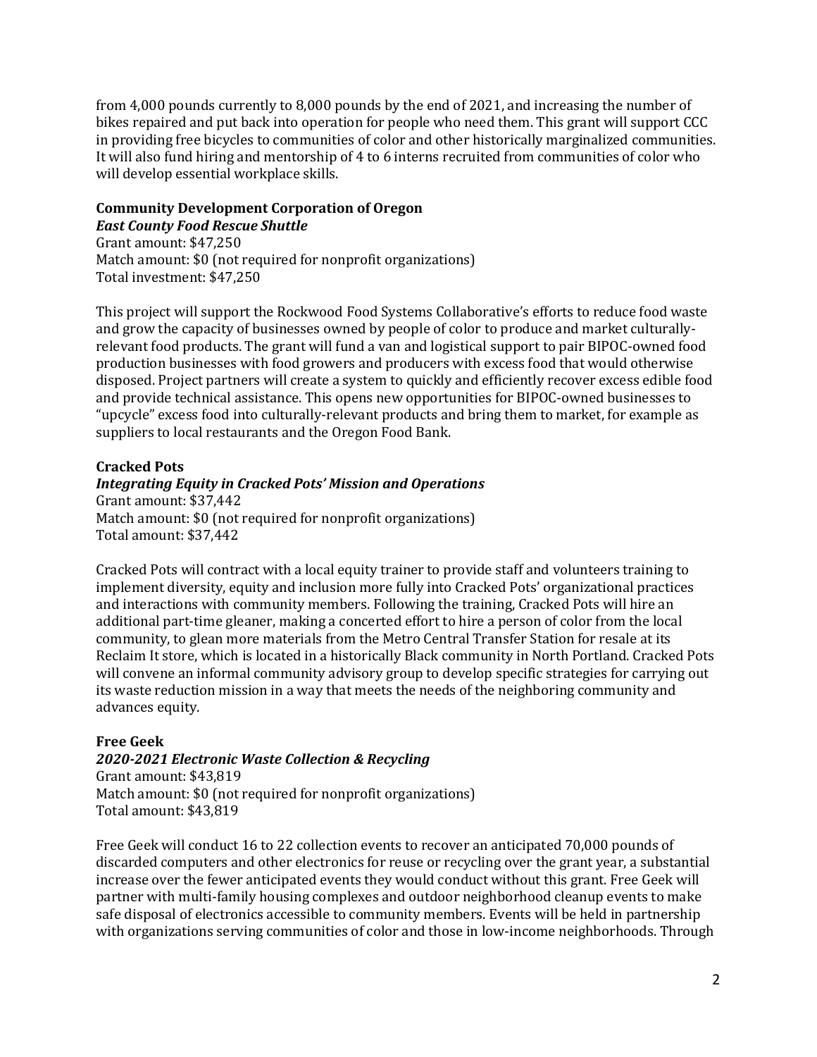from 4,000 pounds currently to 8,000 pounds by the end of 2021, and increasing the number of bikes repaired and put back into operation for people who need them. This grant will support CCC in providing free bicycles to communities of color and other historically marginalized communities. It will also fund hiring and mentorship of 4 to 6 interns recruited from communities of color who will develop essential workplace skills.

**Community Development Corporation of Oregon**
***East County Food Rescue Shuttle***
Grant amount: $47,250
Match amount: $0 (not required for nonprofit organizations)
Total investment: $47,250

This project will support the Rockwood Food Systems Collaborative's efforts to reduce food waste and grow the capacity of businesses owned by people of color to produce and market culturally-relevant food products. The grant will fund a van and logistical support to pair BIPOC-owned food production businesses with food growers and producers with excess food that would otherwise disposed. Project partners will create a system to quickly and efficiently recover excess edible food and provide technical assistance. This opens new opportunities for BIPOC-owned businesses to "upcycle" excess food into culturally-relevant products and bring them to market, for example as suppliers to local restaurants and the Oregon Food Bank.

**Cracked Pots**
***Integrating Equity in Cracked Pots' Mission and Operations***
Grant amount: $37,442
Match amount: $0 (not required for nonprofit organizations)
Total amount: $37,442

Cracked Pots will contract with a local equity trainer to provide staff and volunteers training to implement diversity, equity and inclusion more fully into Cracked Pots' organizational practices and interactions with community members. Following the training, Cracked Pots will hire an additional part-time gleaner, making a concerted effort to hire a person of color from the local community, to glean more materials from the Metro Central Transfer Station for resale at its Reclaim It store, which is located in a historically Black community in North Portland. Cracked Pots will convene an informal community advisory group to develop specific strategies for carrying out its waste reduction mission in a way that meets the needs of the neighboring community and advances equity.

**Free Geek**
***2020-2021 Electronic Waste Collection & Recycling***
Grant amount: $43,819
Match amount: $0 (not required for nonprofit organizations)
Total amount: $43,819

Free Geek will conduct 16 to 22 collection events to recover an anticipated 70,000 pounds of discarded computers and other electronics for reuse or recycling over the grant year, a substantial increase over the fewer anticipated events they would conduct without this grant. Free Geek will partner with multi-family housing complexes and outdoor neighborhood cleanup events to make safe disposal of electronics accessible to community members. Events will be held in partnership with organizations serving communities of color and those in low-income neighborhoods. Through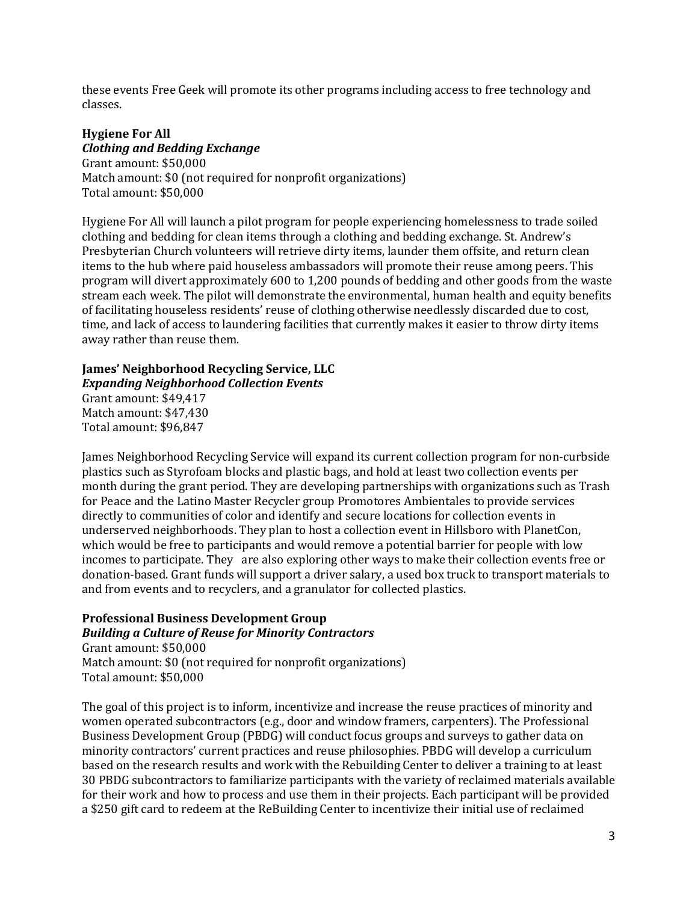these events Free Geek will promote its other programs including access to free technology and classes.

**Hygiene For All**
***Clothing and Bedding Exchange***
Grant amount: $50,000
Match amount: $0 (not required for nonprofit organizations)
Total amount: $50,000

Hygiene For All will launch a pilot program for people experiencing homelessness to trade soiled clothing and bedding for clean items through a clothing and bedding exchange. St. Andrew's Presbyterian Church volunteers will retrieve dirty items, launder them offsite, and return clean items to the hub where paid houseless ambassadors will promote their reuse among peers. This program will divert approximately 600 to 1,200 pounds of bedding and other goods from the waste stream each week. The pilot will demonstrate the environmental, human health and equity benefits of facilitating houseless residents' reuse of clothing otherwise needlessly discarded due to cost, time, and lack of access to laundering facilities that currently makes it easier to throw dirty items away rather than reuse them.

**James' Neighborhood Recycling Service, LLC**
***Expanding Neighborhood Collection Events***
Grant amount: $49,417
Match amount: $47,430
Total amount: $96,847

James Neighborhood Recycling Service will expand its current collection program for non-curbside plastics such as Styrofoam blocks and plastic bags, and hold at least two collection events per month during the grant period. They are developing partnerships with organizations such as Trash for Peace and the Latino Master Recycler group Promotores Ambientales to provide services directly to communities of color and identify and secure locations for collection events in underserved neighborhoods. They plan to host a collection event in Hillsboro with PlanetCon, which would be free to participants and would remove a potential barrier for people with low incomes to participate. They are also exploring other ways to make their collection events free or donation-based. Grant funds will support a driver salary, a used box truck to transport materials to and from events and to recyclers, and a granulator for collected plastics.

**Professional Business Development Group**
***Building a Culture of Reuse for Minority Contractors***
Grant amount: $50,000
Match amount: $0 (not required for nonprofit organizations)
Total amount: $50,000

The goal of this project is to inform, incentivize and increase the reuse practices of minority and women operated subcontractors (e.g., door and window framers, carpenters). The Professional Business Development Group (PBDG) will conduct focus groups and surveys to gather data on minority contractors' current practices and reuse philosophies. PBDG will develop a curriculum based on the research results and work with the Rebuilding Center to deliver a training to at least 30 PBDG subcontractors to familiarize participants with the variety of reclaimed materials available for their work and how to process and use them in their projects. Each participant will be provided a $250 gift card to redeem at the ReBuilding Center to incentivize their initial use of reclaimed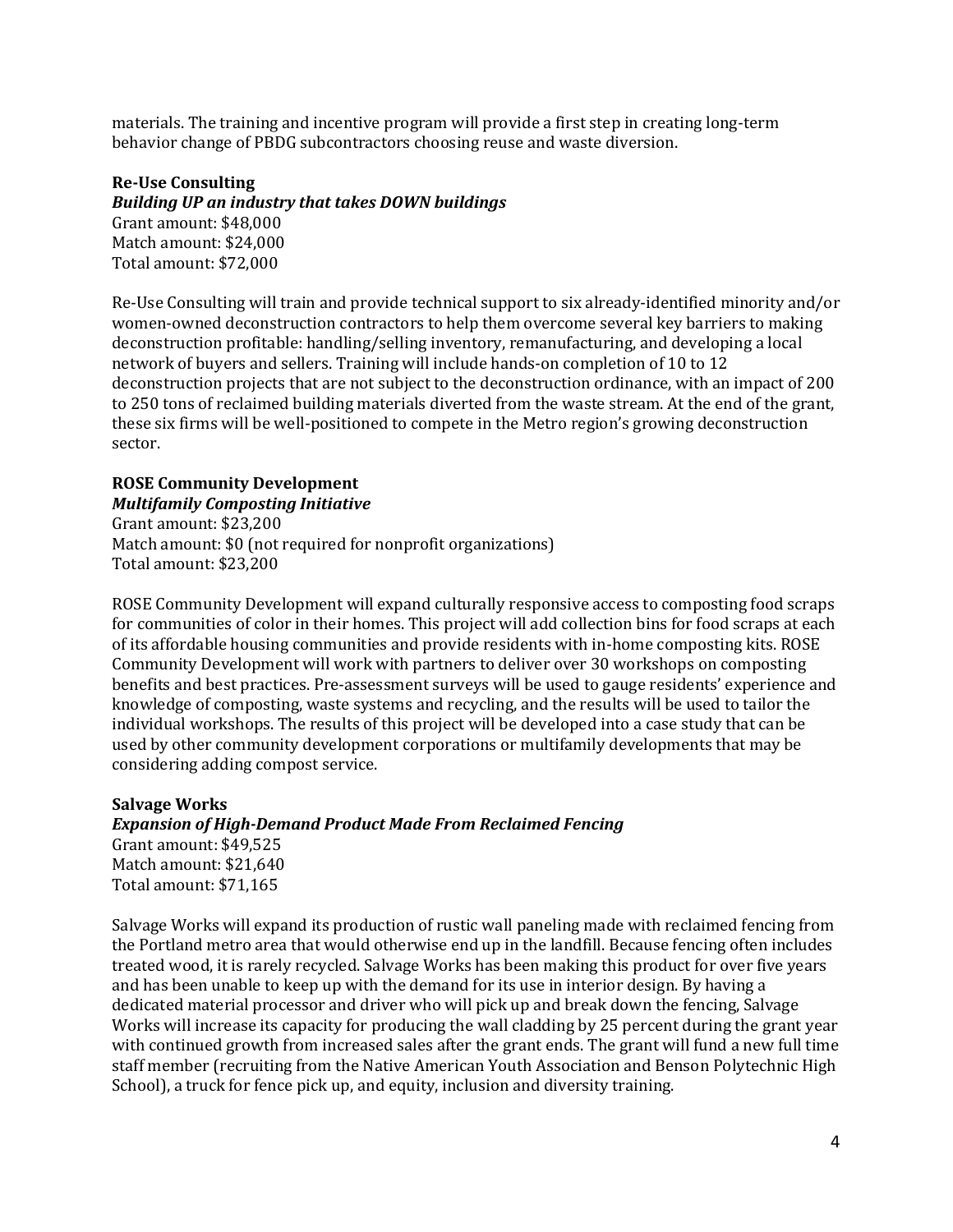materials. The training and incentive program will provide a first step in creating long-term behavior change of PBDG subcontractors choosing reuse and waste diversion.

**Re-Use Consulting**
***Building UP an industry that takes DOWN buildings***
Grant amount: $48,000
Match amount: $24,000
Total amount: $72,000

Re-Use Consulting will train and provide technical support to six already-identified minority and/or women-owned deconstruction contractors to help them overcome several key barriers to making deconstruction profitable: handling/selling inventory, remanufacturing, and developing a local network of buyers and sellers. Training will include hands-on completion of 10 to 12 deconstruction projects that are not subject to the deconstruction ordinance, with an impact of 200 to 250 tons of reclaimed building materials diverted from the waste stream. At the end of the grant, these six firms will be well-positioned to compete in the Metro region's growing deconstruction sector.

**ROSE Community Development**
***Multifamily Composting Initiative***
Grant amount: $23,200
Match amount: $0 (not required for nonprofit organizations)
Total amount: $23,200

ROSE Community Development will expand culturally responsive access to composting food scraps for communities of color in their homes. This project will add collection bins for food scraps at each of its affordable housing communities and provide residents with in-home composting kits. ROSE Community Development will work with partners to deliver over 30 workshops on composting benefits and best practices. Pre-assessment surveys will be used to gauge residents' experience and knowledge of composting, waste systems and recycling, and the results will be used to tailor the individual workshops. The results of this project will be developed into a case study that can be used by other community development corporations or multifamily developments that may be considering adding compost service.

**Salvage Works**
***Expansion of High-Demand Product Made From Reclaimed Fencing***
Grant amount: $49,525
Match amount: $21,640
Total amount: $71,165

Salvage Works will expand its production of rustic wall paneling made with reclaimed fencing from the Portland metro area that would otherwise end up in the landfill. Because fencing often includes treated wood, it is rarely recycled. Salvage Works has been making this product for over five years and has been unable to keep up with the demand for its use in interior design. By having a dedicated material processor and driver who will pick up and break down the fencing, Salvage Works will increase its capacity for producing the wall cladding by 25 percent during the grant year with continued growth from increased sales after the grant ends. The grant will fund a new full time staff member (recruiting from the Native American Youth Association and Benson Polytechnic High School), a truck for fence pick up, and equity, inclusion and diversity training.